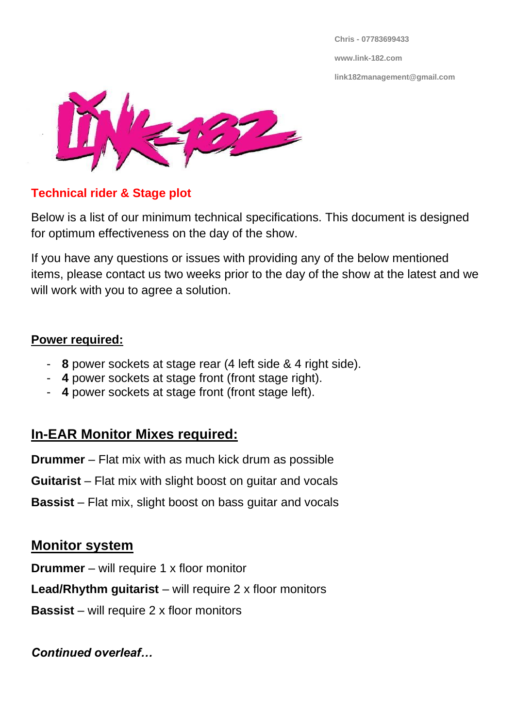Chris - 07783699433

www.link-182.com

link182management@gmail.com

LINK-182

## Technical rider & Stage plot

Below is a list of our minimum technical specifications. This document is designed for optimum effectiveness on the day of the show.

If you have any questions or issues with providing any of the below mentioned items, please contact us two weeks prior to the day of the show at the latest and we will work with you to agree a solution.

### Power required:

- **8** power sockets at stage rear (4 left side & 4 right side).
- **4** power sockets at stage front (front stage right).
- **4** power sockets at stage front (front stage left).

## In-EAR Monitor Mixes required:

**Drummer** – Flat mix with as much kick drum as possible

**Guitarist** – Flat mix with slight boost on guitar and vocals

**Bassist** – Flat mix, slight boost on bass guitar and vocals

## Monitor system

**Drummer** – will require 1 x floor monitor

**Lead/Rhythm guitarist** – will require 2 x floor monitors

**Bassist** – will require 2 x floor monitors

***Continued overleaf…***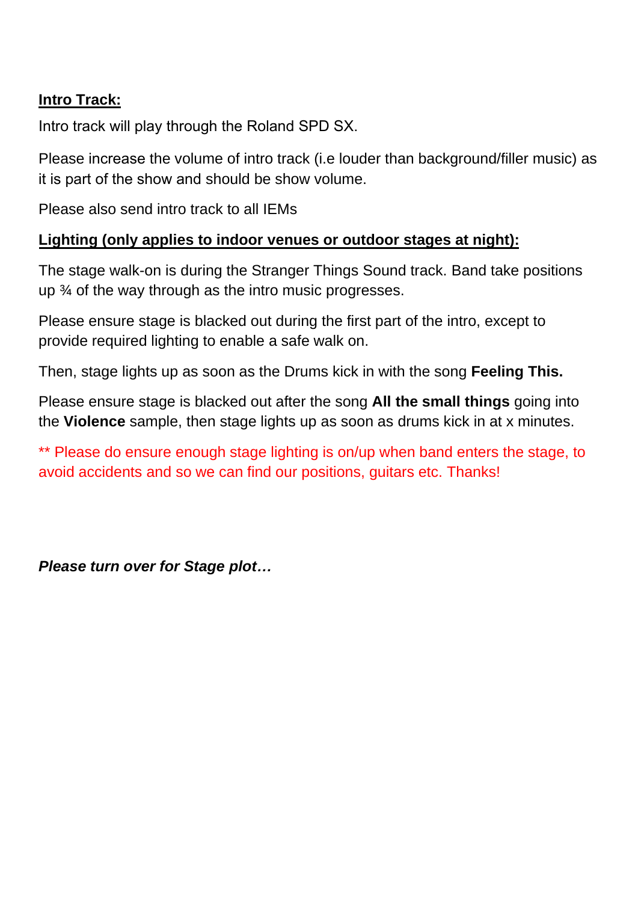**Intro Track:**

Intro track will play through the Roland SPD SX.

Please increase the volume of intro track (i.e louder than background/filler music) as it is part of the show and should be show volume.

Please also send intro track to all IEMs

**Lighting (only applies to indoor venues or outdoor stages at night):**

The stage walk-on is during the Stranger Things Sound track. Band take positions up ¾ of the way through as the intro music progresses.

Please ensure stage is blacked out during the first part of the intro, except to provide required lighting to enable a safe walk on.

Then, stage lights up as soon as the Drums kick in with the song **Feeling This.**

Please ensure stage is blacked out after the song **All the small things** going into the **Violence** sample, then stage lights up as soon as drums kick in at x minutes.

** Please do ensure enough stage lighting is on/up when band enters the stage, to avoid accidents and so we can find our positions, guitars etc. Thanks!

***Please turn over for Stage plot…***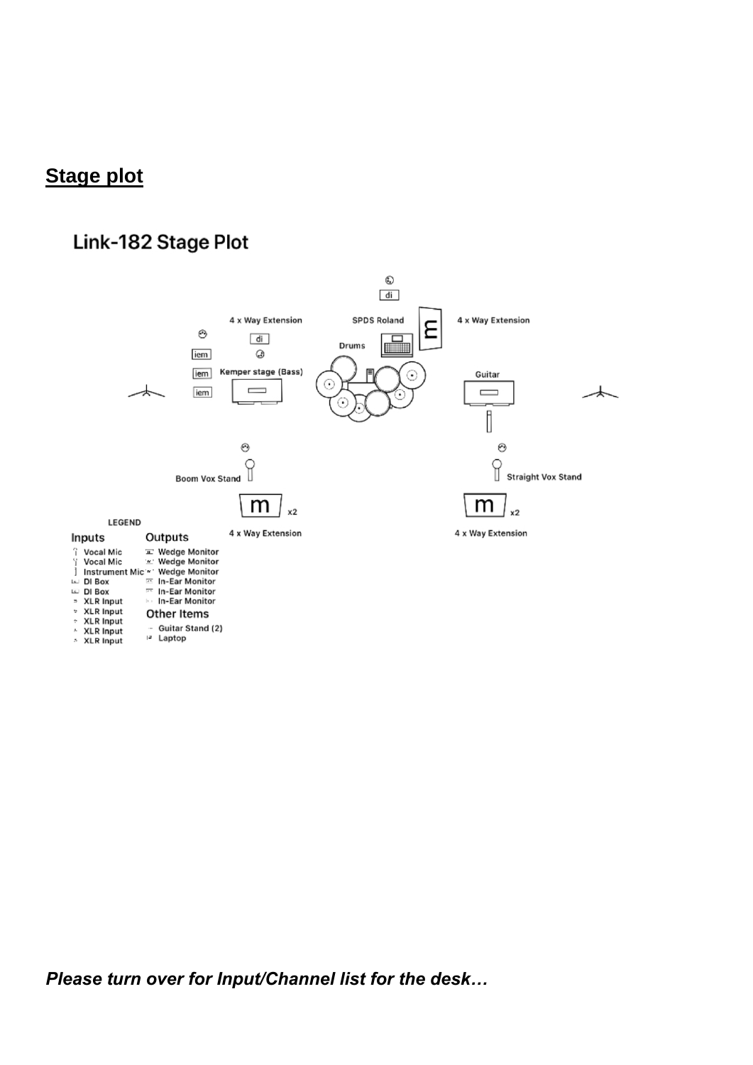## Stage plot

Link-182 Stage Plot

di

4 x Way Extension

SPDS Roland

4 x Way Extension

di

Drums

iem

iem

Kemper stage (Bass)

Guitar

iem

Boom Vox Stand

Straight Vox Stand

m x2

m x2

4 x Way Extension

4 x Way Extension

LEGEND

Inputs

Vocal Mic

Vocal Mic

Instrument Mic

DI Box

DI Box

XLR Input

XLR Input

XLR Input

XLR Input

XLR Input

Outputs

Wedge Monitor

Wedge Monitor

Wedge Monitor

In-Ear Monitor

In-Ear Monitor

In-Ear Monitor

Other Items

Guitar Stand (2)

Laptop

***Please turn over for Input/Channel list for the desk…***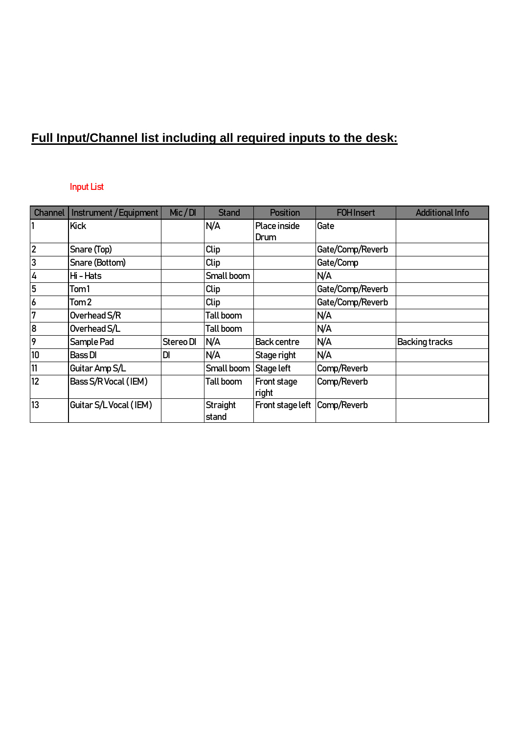## **Full Input/Channel list including all required inputs to the desk:**

Input List

| Channel | Instrument / Equipment | Mic / DI | Stand | Position | FOH Insert | Additional Info |
|---|---|---|---|---|---|---|
| 1 | Kick | | N/A | Place inside Drum | Gate | |
| 2 | Snare (Top) | | Clip | | Gate/Comp/Reverb | |
| 3 | Snare (Bottom) | | Clip | | Gate/Comp | |
| 4 | Hi - Hats | | Small boom | | N/A | |
| 5 | Tom 1 | | Clip | | Gate/Comp/Reverb | |
| 6 | Tom 2 | | Clip | | Gate/Comp/Reverb | |
| 7 | Overhead S/R | | Tall boom | | N/A | |
| 8 | Overhead S/L | | Tall boom | | N/A | |
| 9 | Sample Pad | Stereo DI | N/A | Back centre | N/A | Backing tracks |
| 10 | Bass DI | DI | N/A | Stage right | N/A | |
| 11 | Guitar Amp S/L | | Small boom | Stage left | Comp/Reverb | |
| 12 | Bass S/R Vocal ( IEM) | | Tall boom | Front stage right | Comp/Reverb | |
| 13 | Guitar S/L Vocal ( IEM) | | Straight stand | Front stage left | Comp/Reverb | |